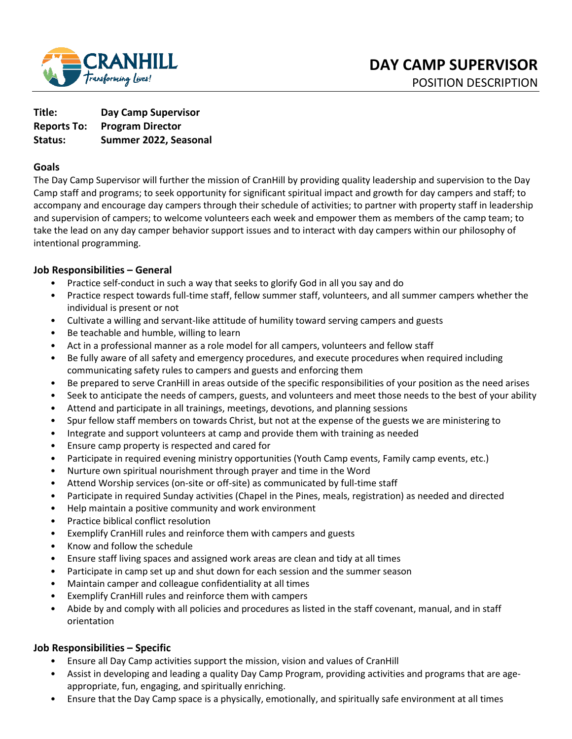CRANHILL
*Transforming Lives!*

# DAY CAMP SUPERVISOR
POSITION DESCRIPTION

**Title:** **Day Camp Supervisor**
**Reports To:** **Program Director**
**Status:** **Summer 2022, Seasonal**

## Goals

The Day Camp Supervisor will further the mission of CranHill by providing quality leadership and supervision to the Day Camp staff and programs; to seek opportunity for significant spiritual impact and growth for day campers and staff; to accompany and encourage day campers through their schedule of activities; to partner with property staff in leadership and supervision of campers; to welcome volunteers each week and empower them as members of the camp team; to take the lead on any day camper behavior support issues and to interact with day campers within our philosophy of intentional programming.

## Job Responsibilities – General

- Practice self-conduct in such a way that seeks to glorify God in all you say and do
- Practice respect towards full-time staff, fellow summer staff, volunteers, and all summer campers whether the individual is present or not
- Cultivate a willing and servant-like attitude of humility toward serving campers and guests
- Be teachable and humble, willing to learn
- Act in a professional manner as a role model for all campers, volunteers and fellow staff
- Be fully aware of all safety and emergency procedures, and execute procedures when required including communicating safety rules to campers and guests and enforcing them
- Be prepared to serve CranHill in areas outside of the specific responsibilities of your position as the need arises
- Seek to anticipate the needs of campers, guests, and volunteers and meet those needs to the best of your ability
- Attend and participate in all trainings, meetings, devotions, and planning sessions
- Spur fellow staff members on towards Christ, but not at the expense of the guests we are ministering to
- Integrate and support volunteers at camp and provide them with training as needed
- Ensure camp property is respected and cared for
- Participate in required evening ministry opportunities (Youth Camp events, Family camp events, etc.)
- Nurture own spiritual nourishment through prayer and time in the Word
- Attend Worship services (on-site or off-site) as communicated by full-time staff
- Participate in required Sunday activities (Chapel in the Pines, meals, registration) as needed and directed
- Help maintain a positive community and work environment
- Practice biblical conflict resolution
- Exemplify CranHill rules and reinforce them with campers and guests
- Know and follow the schedule
- Ensure staff living spaces and assigned work areas are clean and tidy at all times
- Participate in camp set up and shut down for each session and the summer season
- Maintain camper and colleague confidentiality at all times
- Exemplify CranHill rules and reinforce them with campers
- Abide by and comply with all policies and procedures as listed in the staff covenant, manual, and in staff orientation

## Job Responsibilities – Specific

- Ensure all Day Camp activities support the mission, vision and values of CranHill
- Assist in developing and leading a quality Day Camp Program, providing activities and programs that are age-appropriate, fun, engaging, and spiritually enriching.
- Ensure that the Day Camp space is a physically, emotionally, and spiritually safe environment at all times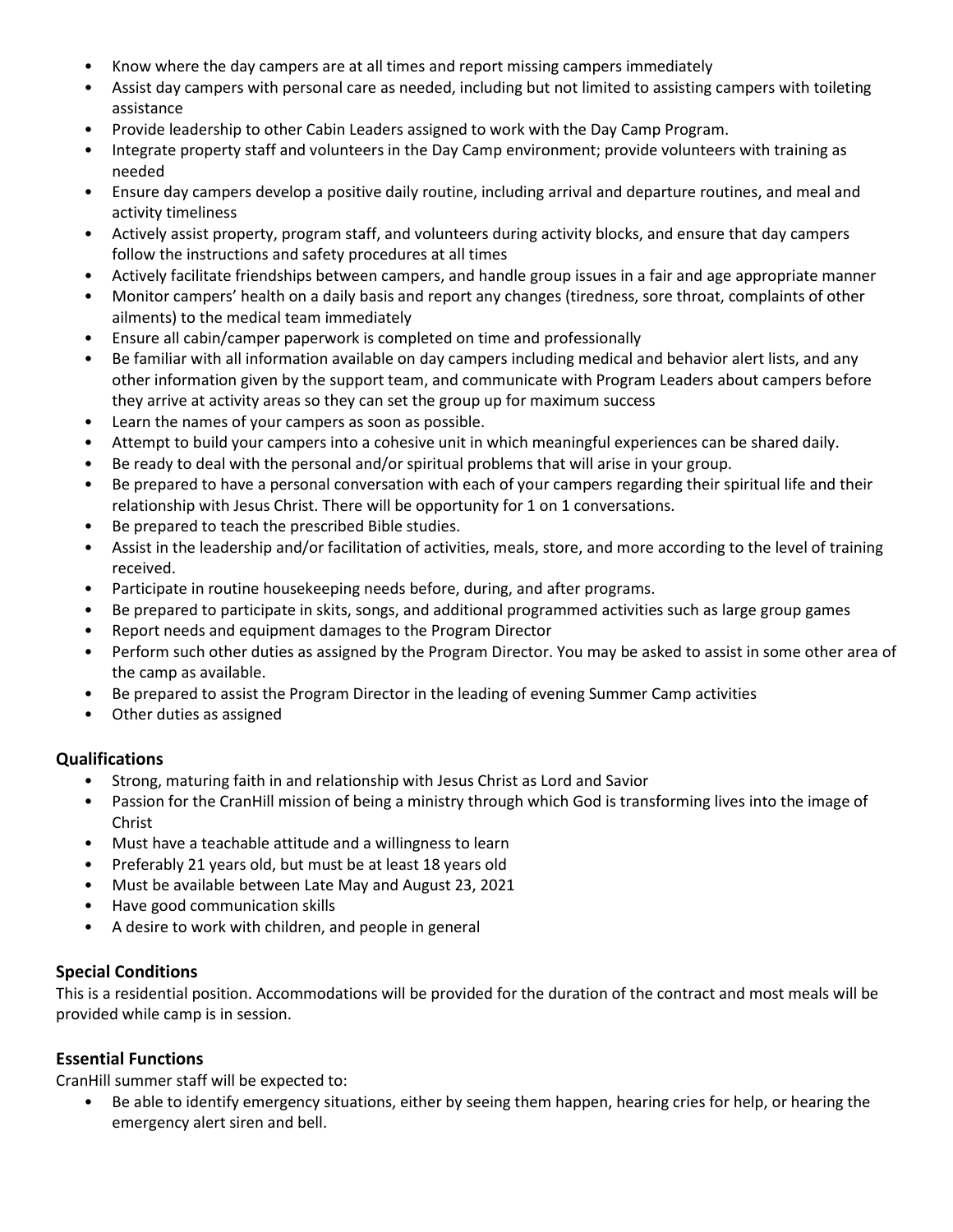- Know where the day campers are at all times and report missing campers immediately
- Assist day campers with personal care as needed, including but not limited to assisting campers with toileting assistance
- Provide leadership to other Cabin Leaders assigned to work with the Day Camp Program.
- Integrate property staff and volunteers in the Day Camp environment; provide volunteers with training as needed
- Ensure day campers develop a positive daily routine, including arrival and departure routines, and meal and activity timeliness
- Actively assist property, program staff, and volunteers during activity blocks, and ensure that day campers follow the instructions and safety procedures at all times
- Actively facilitate friendships between campers, and handle group issues in a fair and age appropriate manner
- Monitor campers' health on a daily basis and report any changes (tiredness, sore throat, complaints of other ailments) to the medical team immediately
- Ensure all cabin/camper paperwork is completed on time and professionally
- Be familiar with all information available on day campers including medical and behavior alert lists, and any other information given by the support team, and communicate with Program Leaders about campers before they arrive at activity areas so they can set the group up for maximum success
- Learn the names of your campers as soon as possible.
- Attempt to build your campers into a cohesive unit in which meaningful experiences can be shared daily.
- Be ready to deal with the personal and/or spiritual problems that will arise in your group.
- Be prepared to have a personal conversation with each of your campers regarding their spiritual life and their relationship with Jesus Christ. There will be opportunity for 1 on 1 conversations.
- Be prepared to teach the prescribed Bible studies.
- Assist in the leadership and/or facilitation of activities, meals, store, and more according to the level of training received.
- Participate in routine housekeeping needs before, during, and after programs.
- Be prepared to participate in skits, songs, and additional programmed activities such as large group games
- Report needs and equipment damages to the Program Director
- Perform such other duties as assigned by the Program Director. You may be asked to assist in some other area of the camp as available.
- Be prepared to assist the Program Director in the leading of evening Summer Camp activities
- Other duties as assigned

## Qualifications

- Strong, maturing faith in and relationship with Jesus Christ as Lord and Savior
- Passion for the CranHill mission of being a ministry through which God is transforming lives into the image of Christ
- Must have a teachable attitude and a willingness to learn
- Preferably 21 years old, but must be at least 18 years old
- Must be available between Late May and August 23, 2021
- Have good communication skills
- A desire to work with children, and people in general

## Special Conditions

This is a residential position. Accommodations will be provided for the duration of the contract and most meals will be provided while camp is in session.

## Essential Functions

CranHill summer staff will be expected to:

- Be able to identify emergency situations, either by seeing them happen, hearing cries for help, or hearing the emergency alert siren and bell.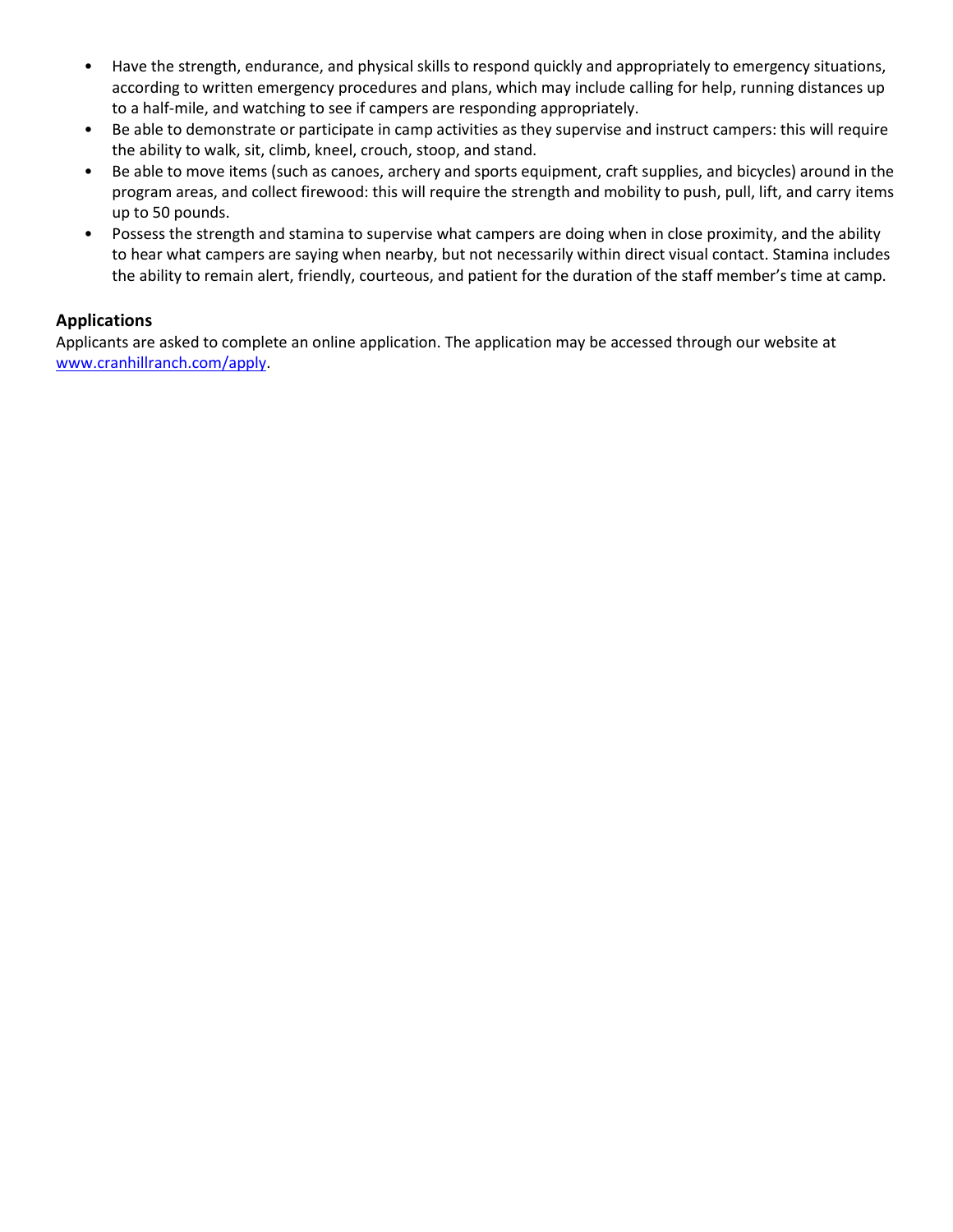- Have the strength, endurance, and physical skills to respond quickly and appropriately to emergency situations, according to written emergency procedures and plans, which may include calling for help, running distances up to a half-mile, and watching to see if campers are responding appropriately.
- Be able to demonstrate or participate in camp activities as they supervise and instruct campers: this will require the ability to walk, sit, climb, kneel, crouch, stoop, and stand.
- Be able to move items (such as canoes, archery and sports equipment, craft supplies, and bicycles) around in the program areas, and collect firewood: this will require the strength and mobility to push, pull, lift, and carry items up to 50 pounds.
- Possess the strength and stamina to supervise what campers are doing when in close proximity, and the ability to hear what campers are saying when nearby, but not necessarily within direct visual contact. Stamina includes the ability to remain alert, friendly, courteous, and patient for the duration of the staff member's time at camp.

### Applications

Applicants are asked to complete an online application. The application may be accessed through our website at [www.cranhillranch.com/apply](www.cranhillranch.com/apply).